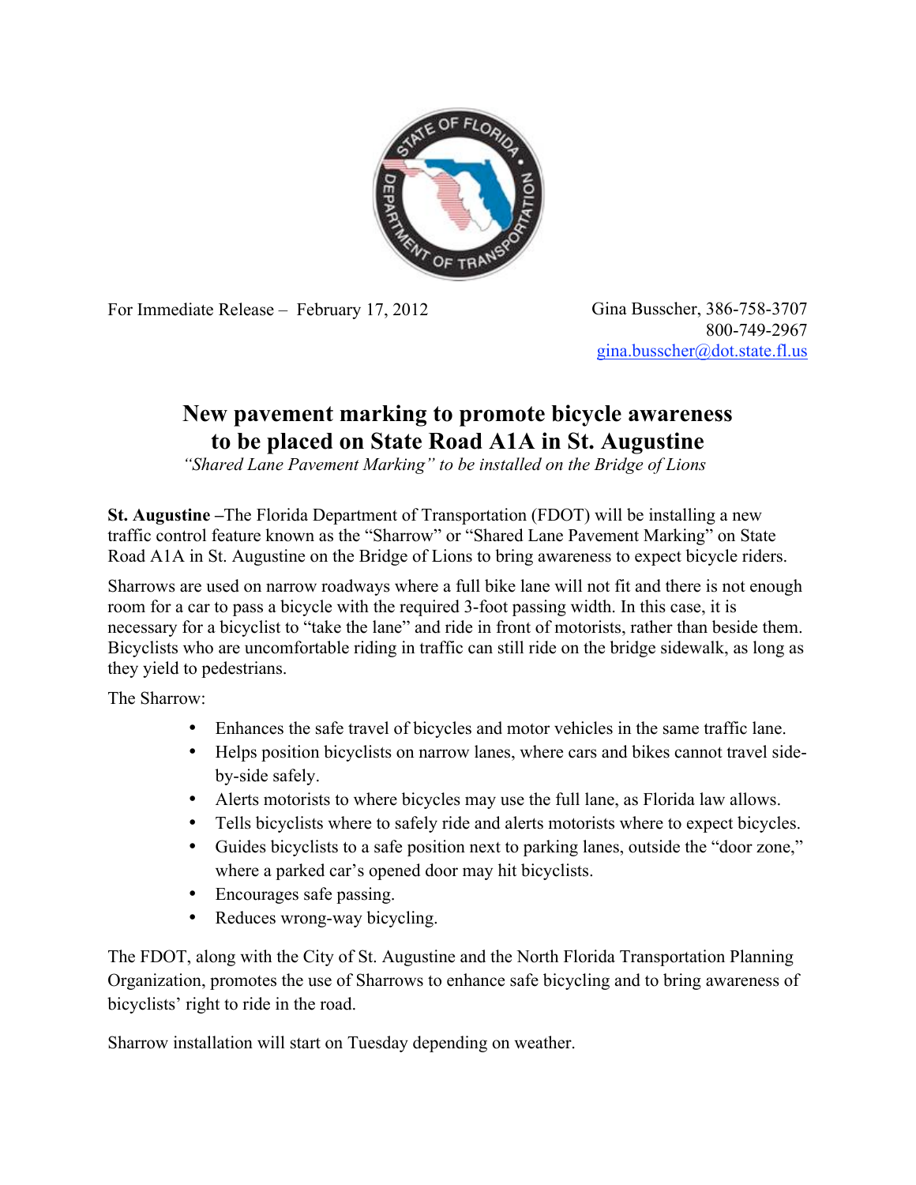For Immediate Release – February 17, 2012

Gina Busscher, 386-758-3707
800-749-2967
gina.busscher@dot.state.fl.us

# New pavement marking to promote bicycle awareness to be placed on State Road A1A in St. Augustine

*"Shared Lane Pavement Marking" to be installed on the Bridge of Lions*

**St. Augustine –**The Florida Department of Transportation (FDOT) will be installing a new traffic control feature known as the "Sharrow" or "Shared Lane Pavement Marking" on State Road A1A in St. Augustine on the Bridge of Lions to bring awareness to expect bicycle riders.

Sharrows are used on narrow roadways where a full bike lane will not fit and there is not enough room for a car to pass a bicycle with the required 3-foot passing width. In this case, it is necessary for a bicyclist to "take the lane" and ride in front of motorists, rather than beside them. Bicyclists who are uncomfortable riding in traffic can still ride on the bridge sidewalk, as long as they yield to pedestrians.

The Sharrow:

- Enhances the safe travel of bicycles and motor vehicles in the same traffic lane.
- Helps position bicyclists on narrow lanes, where cars and bikes cannot travel side-by-side safely.
- Alerts motorists to where bicycles may use the full lane, as Florida law allows.
- Tells bicyclists where to safely ride and alerts motorists where to expect bicycles.
- Guides bicyclists to a safe position next to parking lanes, outside the "door zone," where a parked car's opened door may hit bicyclists.
- Encourages safe passing.
- Reduces wrong-way bicycling.

The FDOT, along with the City of St. Augustine and the North Florida Transportation Planning Organization, promotes the use of Sharrows to enhance safe bicycling and to bring awareness of bicyclists' right to ride in the road.

Sharrow installation will start on Tuesday depending on weather.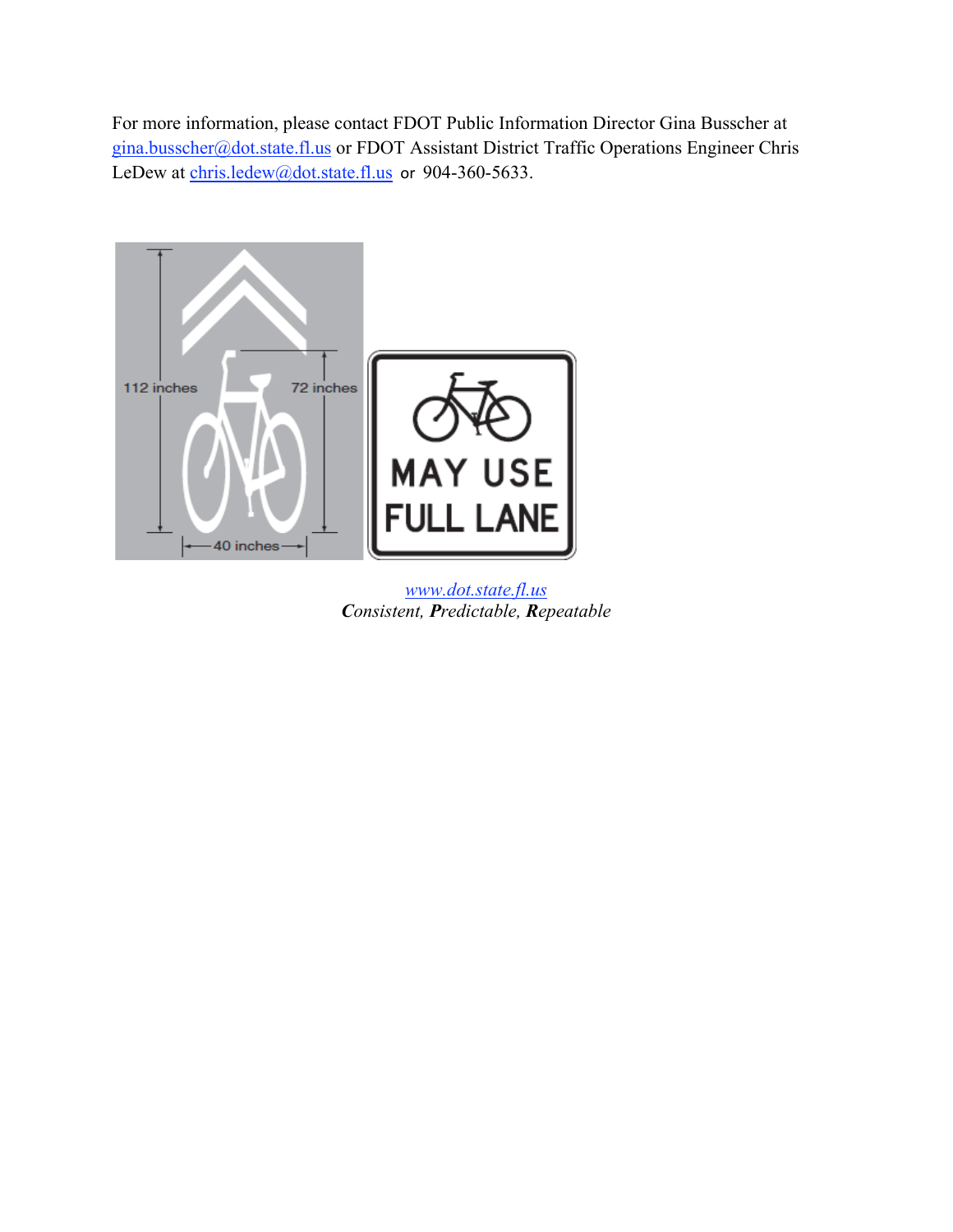For more information, please contact FDOT Public Information Director Gina Busscher at gina.busscher@dot.state.fl.us or FDOT Assistant District Traffic Operations Engineer Chris LeDew at chris.ledew@dot.state.fl.us or 904-360-5633.

112 inches

72 inches

40 inches

MAY USE FULL LANE

www.dot.state.fl.us

***C**onsistent, **P**redictable, **R**epeatable*